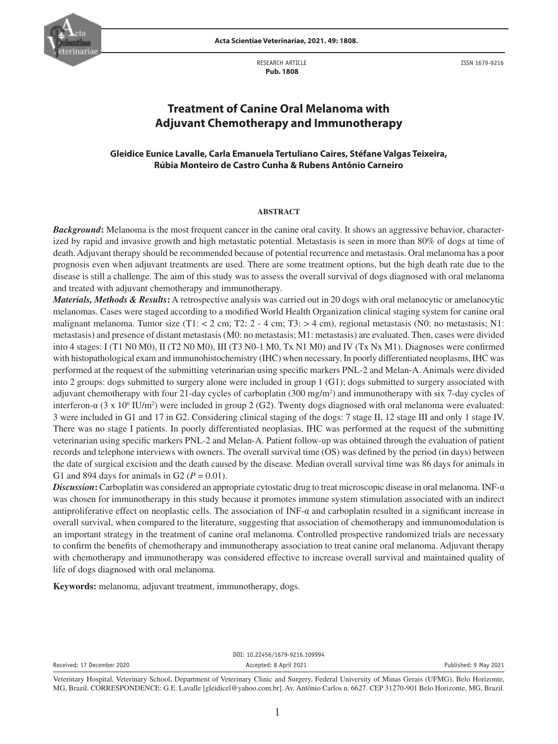RESEARCH ARTICLE
**Pub. 1808**

ISSN 1679-9216

# Treatment of Canine Oral Melanoma with Adjuvant Chemotherapy and Immunotherapy

**Gleidice Eunice Lavalle, Carla Emanuela Tertuliano Caires, Stéfane Valgas Teixeira, Rúbia Monteiro de Castro Cunha & Rubens Antônio Carneiro**

## ABSTRACT

***Background*:** Melanoma is the most frequent cancer in the canine oral cavity. It shows an aggressive behavior, characterized by rapid and invasive growth and high metastatic potential. Metastasis is seen in more than 80% of dogs at time of death. Adjuvant therapy should be recommended because of potential recurrence and metastasis. Oral melanoma has a poor prognosis even when adjuvant treatments are used. There are some treatment options, but the high death rate due to the disease is still a challenge. The aim of this study was to assess the overall survival of dogs diagnosed with oral melanoma and treated with adjuvant chemotherapy and immunotherapy.

***Materials, Methods & Results*:** A retrospective analysis was carried out in 20 dogs with oral melanocytic or amelanocytic melanomas. Cases were staged according to a modified World Health Organization clinical staging system for canine oral malignant melanoma. Tumor size (T1: < 2 cm; T2: 2 - 4 cm; T3: > 4 cm), regional metastasis (N0: no metastasis; N1: metastasis) and presence of distant metastasis (M0: no metastasis; M1: metastasis) are evaluated. Then, cases were divided into 4 stages: I (T1 N0 M0), II (T2 N0 M0), III (T3 N0-1 M0, Tx N1 M0) and IV (Tx Nx M1). Diagnoses were confirmed with histopathological exam and immunohistochemistry (IHC) when necessary. In poorly differentiated neoplasms, IHC was performed at the request of the submitting veterinarian using specific markers PNL-2 and Melan-A. Animals were divided into 2 groups: dogs submitted to surgery alone were included in group 1 (G1); dogs submitted to surgery associated with adjuvant chemotherapy with four 21-day cycles of carboplatin (300 mg/m$^2$) and immunotherapy with six 7-day cycles of interferon-α (3 x 10$^6$ IU/m$^2$) were included in group 2 (G2). Twenty dogs diagnosed with oral melanoma were evaluated: 3 were included in G1 and 17 in G2. Considering clinical staging of the dogs: 7 stage II, 12 stage III and only 1 stage IV. There was no stage I patients. In poorly differentiated neoplasias, IHC was performed at the request of the submitting veterinarian using specific markers PNL-2 and Melan-A. Patient follow-up was obtained through the evaluation of patient records and telephone interviews with owners. The overall survival time (OS) was defined by the period (in days) between the date of surgical excision and the death caused by the disease. Median overall survival time was 86 days for animals in G1 and 894 days for animals in G2 ($P = 0.01$).

***Discussion*:** Carboplatin was considered an appropriate cytostatic drug to treat microscopic disease in oral melanoma. INF-α was chosen for immunotherapy in this study because it promotes immune system stimulation associated with an indirect antiproliferative effect on neoplastic cells. The association of INF-α and carboplatin resulted in a significant increase in overall survival, when compared to the literature, suggesting that association of chemotherapy and immunomodulation is an important strategy in the treatment of canine oral melanoma. Controlled prospective randomized trials are necessary to confirm the benefits of chemotherapy and immunotherapy association to treat canine oral melanoma. Adjuvant therapy with chemotherapy and immunotherapy was considered effective to increase overall survival and maintained quality of life of dogs diagnosed with oral melanoma.

**Keywords:** melanoma, adjuvant treatment, immunotherapy, dogs.

DOI: 10.22456/1679-9216.109994

Received: 17 December 2020 Accepted: 8 April 2021 Published: 9 May 2021

Veterinary Hospital, Veterinary School, Department of Veterinary Clinic and Surgery, Federal University of Minas Gerais (UFMG), Belo Horizonte, MG, Brazil. CORRESPONDENCE: G.E. Lavalle [gleidicel@yahoo.com.br]. Av. Antônio Carlos n. 6627. CEP 31270-901 Belo Horizonte, MG, Brazil.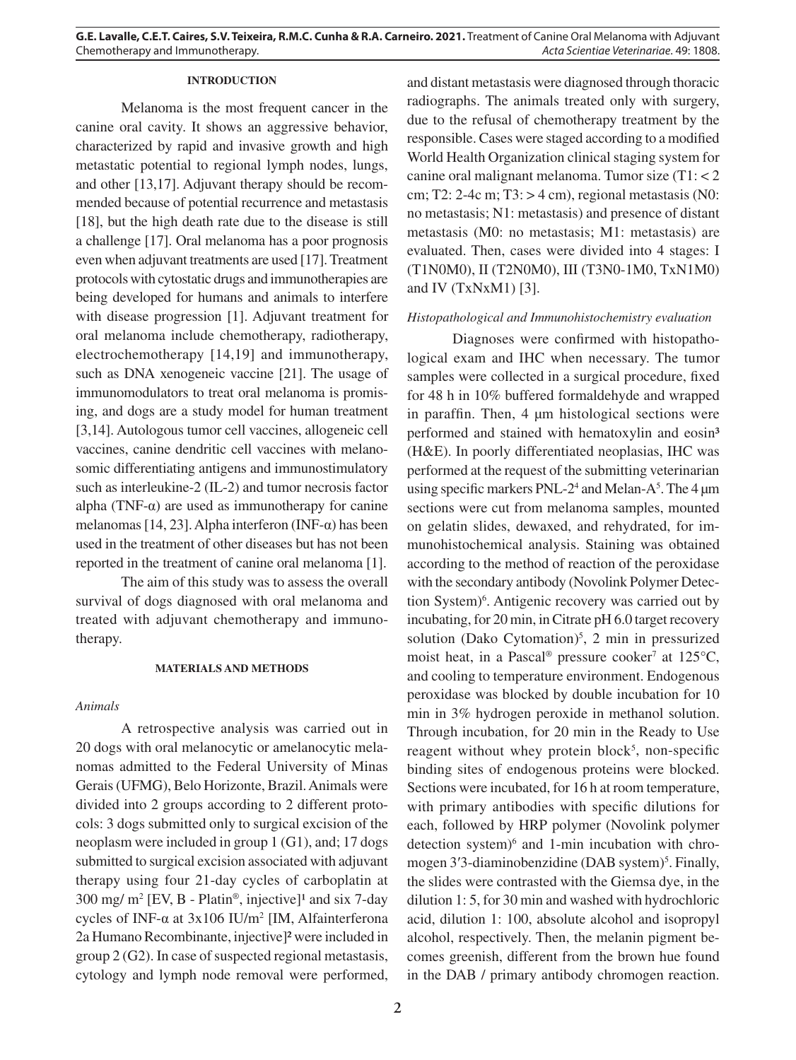## INTRODUCTION

Melanoma is the most frequent cancer in the canine oral cavity. It shows an aggressive behavior, characterized by rapid and invasive growth and high metastatic potential to regional lymph nodes, lungs, and other [13,17]. Adjuvant therapy should be recommended because of potential recurrence and metastasis [18], but the high death rate due to the disease is still a challenge [17]. Oral melanoma has a poor prognosis even when adjuvant treatments are used [17]. Treatment protocols with cytostatic drugs and immunotherapies are being developed for humans and animals to interfere with disease progression [1]. Adjuvant treatment for oral melanoma include chemotherapy, radiotherapy, electrochemotherapy [14,19] and immunotherapy, such as DNA xenogeneic vaccine [21]. The usage of immunomodulators to treat oral melanoma is promising, and dogs are a study model for human treatment [3,14]. Autologous tumor cell vaccines, allogeneic cell vaccines, canine dendritic cell vaccines with melanosomic differentiating antigens and immunostimulatory such as interleukine-2 (IL-2) and tumor necrosis factor alpha (TNF-α) are used as immunotherapy for canine melanomas [14, 23]. Alpha interferon (INF-α) has been used in the treatment of other diseases but has not been reported in the treatment of canine oral melanoma [1].

The aim of this study was to assess the overall survival of dogs diagnosed with oral melanoma and treated with adjuvant chemotherapy and immunotherapy.

## MATERIALS AND METHODS

### *Animals*

A retrospective analysis was carried out in 20 dogs with oral melanocytic or amelanocytic melanomas admitted to the Federal University of Minas Gerais (UFMG), Belo Horizonte, Brazil. Animals were divided into 2 groups according to 2 different protocols: 3 dogs submitted only to surgical excision of the neoplasm were included in group 1 (G1), and; 17 dogs submitted to surgical excision associated with adjuvant therapy using four 21-day cycles of carboplatin at 300 mg/ m$^2$ [EV, B - Platin®, injective][1] and six 7-day cycles of INF-α at 3x106 IU/m$^2$ [IM, Alfainterferona 2a Humano Recombinante, injective][2] were included in group 2 (G2). In case of suspected regional metastasis, cytology and lymph node removal were performed, and distant metastasis were diagnosed through thoracic radiographs. The animals treated only with surgery, due to the refusal of chemotherapy treatment by the responsible. Cases were staged according to a modified World Health Organization clinical staging system for canine oral malignant melanoma. Tumor size (T1: < 2 cm; T2: 2-4c m; T3: > 4 cm), regional metastasis (N0: no metastasis; N1: metastasis) and presence of distant metastasis (M0: no metastasis; M1: metastasis) are evaluated. Then, cases were divided into 4 stages: I (T1N0M0), II (T2N0M0), III (T3N0-1M0, TxN1M0) and IV (TxNxM1) [3].

### *Histopathological and Immunohistochemistry evaluation*

Diagnoses were confirmed with histopathological exam and IHC when necessary. The tumor samples were collected in a surgical procedure, fixed for 48 h in 10% buffered formaldehyde and wrapped in paraffin. Then, 4 µm histological sections were performed and stained with hematoxylin and eosin[3] (H&E). In poorly differentiated neoplasias, IHC was performed at the request of the submitting veterinarian using specific markers PNL-2[4] and Melan-A[5]. The 4 µm sections were cut from melanoma samples, mounted on gelatin slides, dewaxed, and rehydrated, for immunohistochemical analysis. Staining was obtained according to the method of reaction of the peroxidase with the secondary antibody (Novolink Polymer Detection System)[6]. Antigenic recovery was carried out by incubating, for 20 min, in Citrate pH 6.0 target recovery solution (Dako Cytomation)[5], 2 min in pressurized moist heat, in a Pascal® pressure cooker[7] at 125°C, and cooling to temperature environment. Endogenous peroxidase was blocked by double incubation for 10 min in 3% hydrogen peroxide in methanol solution. Through incubation, for 20 min in the Ready to Use reagent without whey protein block[5], non-specific binding sites of endogenous proteins were blocked. Sections were incubated, for 16 h at room temperature, with primary antibodies with specific dilutions for each, followed by HRP polymer (Novolink polymer detection system)[6] and 1-min incubation with chromogen 3′3-diaminobenzidine (DAB system)[5]. Finally, the slides were contrasted with the Giemsa dye, in the dilution 1: 5, for 30 min and washed with hydrochloric acid, dilution 1: 100, absolute alcohol and isopropyl alcohol, respectively. Then, the melanin pigment becomes greenish, different from the brown hue found in the DAB / primary antibody chromogen reaction.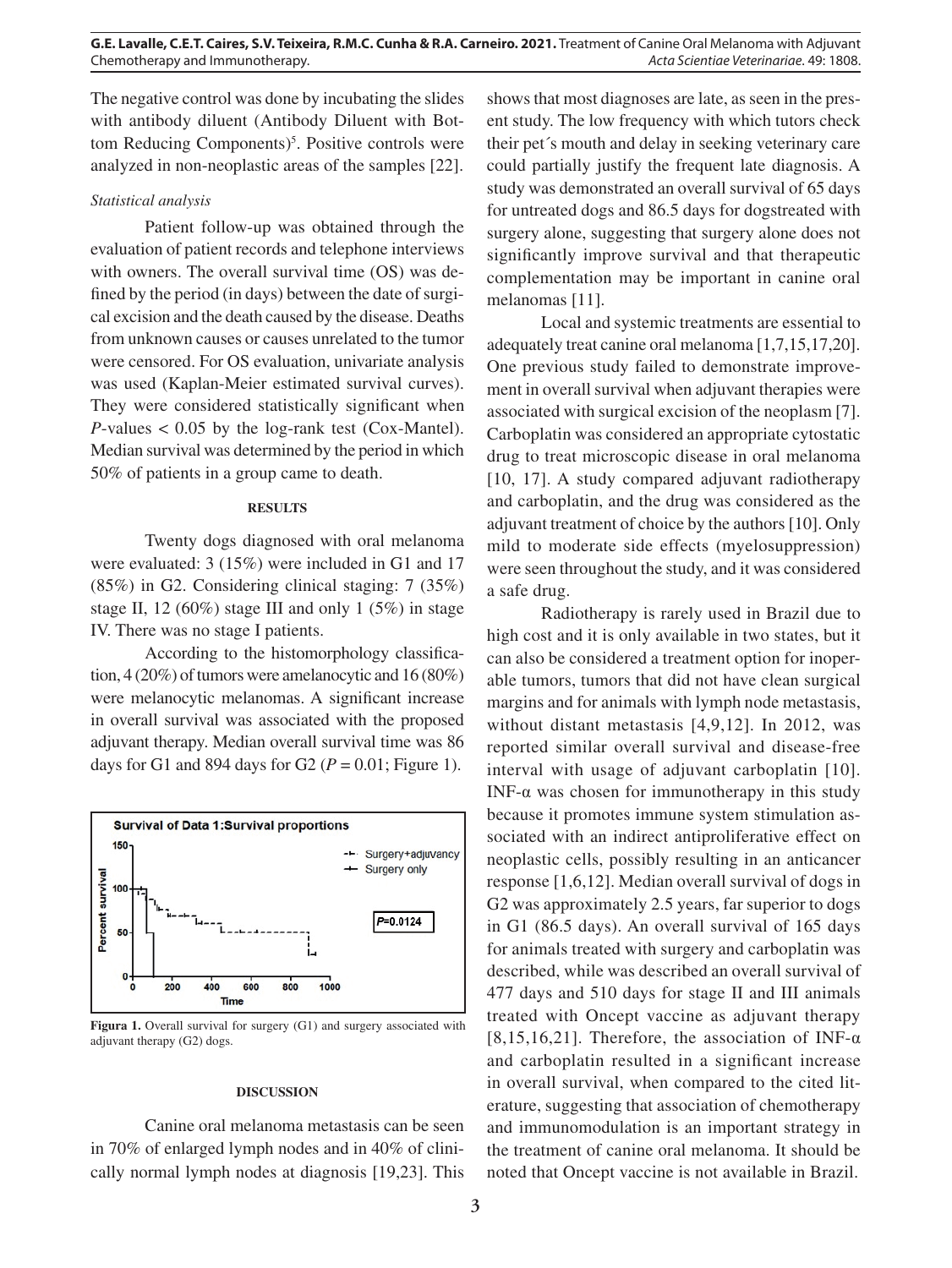The negative control was done by incubating the slides with antibody diluent (Antibody Diluent with Bottom Reducing Components)[5]. Positive controls were analyzed in non-neoplastic areas of the samples [22].

*Statistical analysis*

Patient follow-up was obtained through the evaluation of patient records and telephone interviews with owners. The overall survival time (OS) was defined by the period (in days) between the date of surgical excision and the death caused by the disease. Deaths from unknown causes or causes unrelated to the tumor were censored. For OS evaluation, univariate analysis was used (Kaplan-Meier estimated survival curves). They were considered statistically significant when *P*-values < 0.05 by the log-rank test (Cox-Mantel). Median survival was determined by the period in which 50% of patients in a group came to death.

## RESULTS

Twenty dogs diagnosed with oral melanoma were evaluated: 3 (15%) were included in G1 and 17 (85%) in G2. Considering clinical staging: 7 (35%) stage II, 12 (60%) stage III and only 1 (5%) in stage IV. There was no stage I patients.

According to the histomorphology classification, 4 (20%) of tumors were amelanocytic and 16 (80%) were melanocytic melanomas. A significant increase in overall survival was associated with the proposed adjuvant therapy. Median overall survival time was 86 days for G1 and 894 days for G2 (*P* = 0.01; Figure 1).

**Figura 1.** Overall survival for surgery (G1) and surgery associated with adjuvant therapy (G2) dogs.

## DISCUSSION

Canine oral melanoma metastasis can be seen in 70% of enlarged lymph nodes and in 40% of clinically normal lymph nodes at diagnosis [19,23]. This shows that most diagnoses are late, as seen in the present study. The low frequency with which tutors check their pet´s mouth and delay in seeking veterinary care could partially justify the frequent late diagnosis. A study was demonstrated an overall survival of 65 days for untreated dogs and 86.5 days for dogstreated with surgery alone, suggesting that surgery alone does not significantly improve survival and that therapeutic complementation may be important in canine oral melanomas [11].

Local and systemic treatments are essential to adequately treat canine oral melanoma [1,7,15,17,20]. One previous study failed to demonstrate improvement in overall survival when adjuvant therapies were associated with surgical excision of the neoplasm [7]. Carboplatin was considered an appropriate cytostatic drug to treat microscopic disease in oral melanoma [10, 17]. A study compared adjuvant radiotherapy and carboplatin, and the drug was considered as the adjuvant treatment of choice by the authors [10]. Only mild to moderate side effects (myelosuppression) were seen throughout the study, and it was considered a safe drug.

Radiotherapy is rarely used in Brazil due to high cost and it is only available in two states, but it can also be considered a treatment option for inoperable tumors, tumors that did not have clean surgical margins and for animals with lymph node metastasis, without distant metastasis [4,9,12]. In 2012, was reported similar overall survival and disease-free interval with usage of adjuvant carboplatin [10]. INF-α was chosen for immunotherapy in this study because it promotes immune system stimulation associated with an indirect antiproliferative effect on neoplastic cells, possibly resulting in an anticancer response [1,6,12]. Median overall survival of dogs in G2 was approximately 2.5 years, far superior to dogs in G1 (86.5 days). An overall survival of 165 days for animals treated with surgery and carboplatin was described, while was described an overall survival of 477 days and 510 days for stage II and III animals treated with Oncept vaccine as adjuvant therapy [8,15,16,21]. Therefore, the association of INF-α and carboplatin resulted in a significant increase in overall survival, when compared to the cited literature, suggesting that association of chemotherapy and immunomodulation is an important strategy in the treatment of canine oral melanoma. It should be noted that Oncept vaccine is not available in Brazil.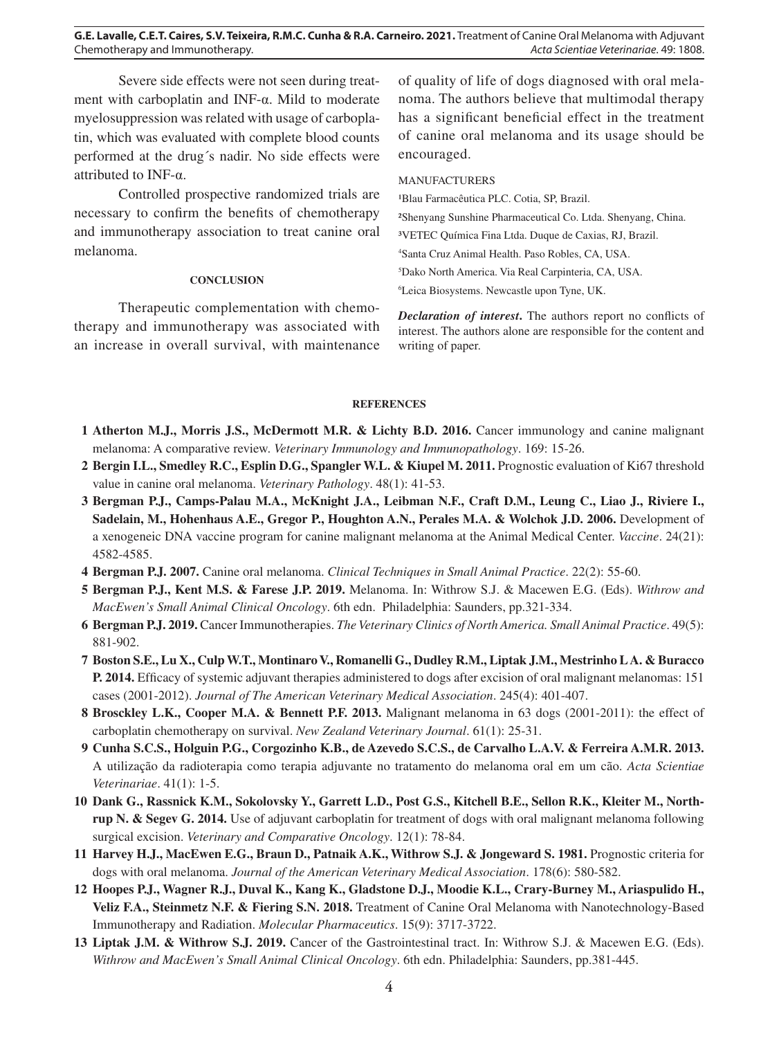Severe side effects were not seen during treatment with carboplatin and INF-α. Mild to moderate myelosuppression was related with usage of carboplatin, which was evaluated with complete blood counts performed at the drug´s nadir. No side effects were attributed to INF-α.

Controlled prospective randomized trials are necessary to confirm the benefits of chemotherapy and immunotherapy association to treat canine oral melanoma.

#### CONCLUSION

Therapeutic complementation with chemotherapy and immunotherapy was associated with an increase in overall survival, with maintenance of quality of life of dogs diagnosed with oral melanoma. The authors believe that multimodal therapy has a significant beneficial effect in the treatment of canine oral melanoma and its usage should be encouraged.

MANUFACTURERS

[1]Blau Farmacêutica PLC. Cotia, SP, Brazil.

[2]Shenyang Sunshine Pharmaceutical Co. Ltda. Shenyang, China.

[3]VETEC Química Fina Ltda. Duque de Caxias, RJ, Brazil.

[4]Santa Cruz Animal Health. Paso Robles, CA, USA.

[5]Dako North America. Via Real Carpinteria, CA, USA.

[6]Leica Biosystems. Newcastle upon Tyne, UK.

***Declaration of interest*.** The authors report no conflicts of interest. The authors alone are responsible for the content and writing of paper.

#### REFERENCES

1 **Atherton M.J., Morris J.S., McDermott M.R. & Lichty B.D. 2016.** Cancer immunology and canine malignant melanoma: A comparative review. *Veterinary Immunology and Immunopathology*. 169: 15-26.

2 **Bergin I.L., Smedley R.C., Esplin D.G., Spangler W.L. & Kiupel M. 2011.** Prognostic evaluation of Ki67 threshold value in canine oral melanoma. *Veterinary Pathology*. 48(1): 41-53.

3 **Bergman P.J., Camps-Palau M.A., McKnight J.A., Leibman N.F., Craft D.M., Leung C., Liao J., Riviere I., Sadelain, M., Hohenhaus A.E., Gregor P., Houghton A.N., Perales M.A. & Wolchok J.D. 2006.** Development of a xenogeneic DNA vaccine program for canine malignant melanoma at the Animal Medical Center. *Vaccine*. 24(21): 4582-4585.

4 **Bergman P.J. 2007.** Canine oral melanoma. *Clinical Techniques in Small Animal Practice*. 22(2): 55-60.

5 **Bergman P.J., Kent M.S. & Farese J.P. 2019.** Melanoma. In: Withrow S.J. & Macewen E.G. (Eds). *Withrow and MacEwen's Small Animal Clinical Oncology*. 6th edn. Philadelphia: Saunders, pp.321-334.

6 **Bergman P.J. 2019.** Cancer Immunotherapies. *The Veterinary Clinics of North America. Small Animal Practice*. 49(5): 881-902.

7 **Boston S.E., Lu X., Culp W.T., Montinaro V., Romanelli G., Dudley R.M., Liptak J.M., Mestrinho L A. & Buracco P. 2014.** Efficacy of systemic adjuvant therapies administered to dogs after excision of oral malignant melanomas: 151 cases (2001-2012). *Journal of The American Veterinary Medical Association*. 245(4): 401-407.

8 **Brosckley L.K., Cooper M.A. & Bennett P.F. 2013.** Malignant melanoma in 63 dogs (2001-2011): the effect of carboplatin chemotherapy on survival. *New Zealand Veterinary Journal*. 61(1): 25-31.

9 **Cunha S.C.S., Holguin P.G., Corgozinho K.B., de Azevedo S.C.S., de Carvalho L.A.V. & Ferreira A.M.R. 2013.** A utilização da radioterapia como terapia adjuvante no tratamento do melanoma oral em um cão. *Acta Scientiae Veterinariae*. 41(1): 1-5.

10 **Dank G., Rassnick K.M., Sokolovsky Y., Garrett L.D., Post G.S., Kitchell B.E., Sellon R.K., Kleiter M., Northrup N. & Segev G. 2014.** Use of adjuvant carboplatin for treatment of dogs with oral malignant melanoma following surgical excision. *Veterinary and Comparative Oncology*. 12(1): 78-84.

11 **Harvey H.J., MacEwen E.G., Braun D., Patnaik A.K., Withrow S.J. & Jongeward S. 1981.** Prognostic criteria for dogs with oral melanoma. *Journal of the American Veterinary Medical Association*. 178(6): 580-582.

12 **Hoopes P.J., Wagner R.J., Duval K., Kang K., Gladstone D.J., Moodie K.L., Crary-Burney M., Ariaspulido H., Veliz F.A., Steinmetz N.F. & Fiering S.N. 2018.** Treatment of Canine Oral Melanoma with Nanotechnology-Based Immunotherapy and Radiation. *Molecular Pharmaceutics*. 15(9): 3717-3722.

13 **Liptak J.M. & Withrow S.J. 2019.** Cancer of the Gastrointestinal tract. In: Withrow S.J. & Macewen E.G. (Eds). *Withrow and MacEwen's Small Animal Clinical Oncology*. 6th edn. Philadelphia: Saunders, pp.381-445.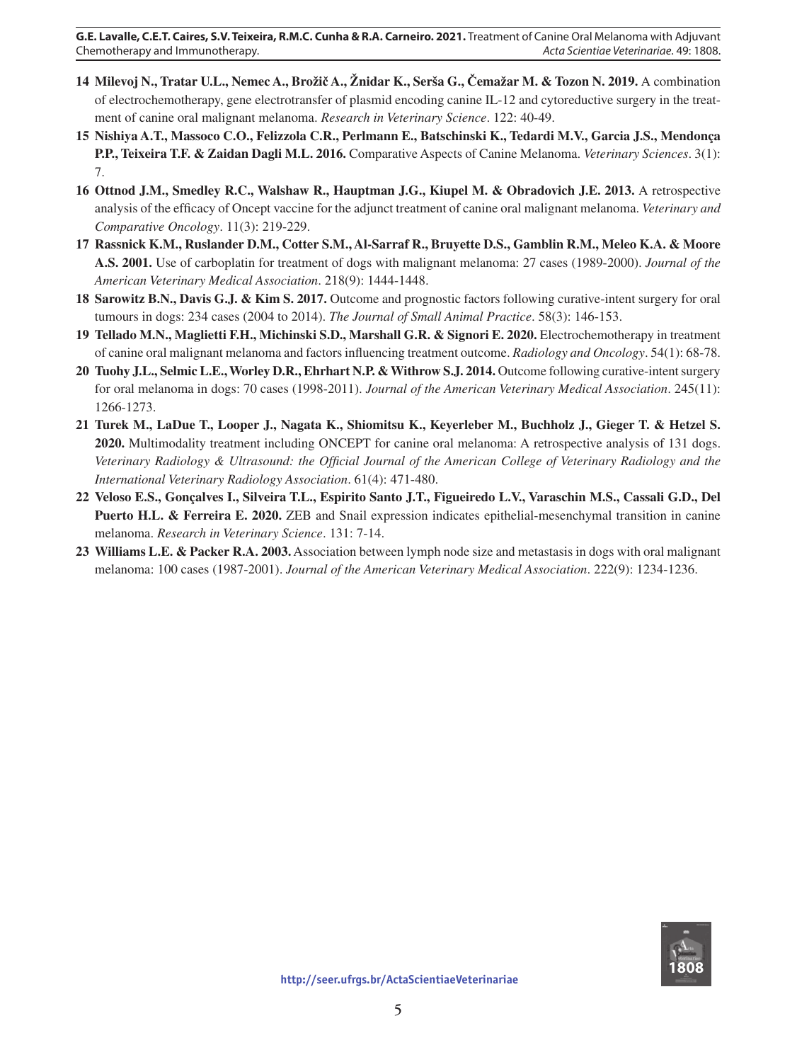14 **Milevoj N., Tratar U.L., Nemec A., Brožič A., Žnidar K., Serša G., Čemažar M. & Tozon N. 2019.** A combination of electrochemotherapy, gene electrotransfer of plasmid encoding canine IL-12 and cytoreductive surgery in the treatment of canine oral malignant melanoma. *Research in Veterinary Science*. 122: 40-49.

15 **Nishiya A.T., Massoco C.O., Felizzola C.R., Perlmann E., Batschinski K., Tedardi M.V., Garcia J.S., Mendonça P.P., Teixeira T.F. & Zaidan Dagli M.L. 2016.** Comparative Aspects of Canine Melanoma. *Veterinary Sciences*. 3(1): 7.

16 **Ottnod J.M., Smedley R.C., Walshaw R., Hauptman J.G., Kiupel M. & Obradovich J.E. 2013.** A retrospective analysis of the efficacy of Oncept vaccine for the adjunct treatment of canine oral malignant melanoma. *Veterinary and Comparative Oncology*. 11(3): 219-229.

17 **Rassnick K.M., Ruslander D.M., Cotter S.M., Al-Sarraf R., Bruyette D.S., Gamblin R.M., Meleo K.A. & Moore A.S. 2001.** Use of carboplatin for treatment of dogs with malignant melanoma: 27 cases (1989-2000). *Journal of the American Veterinary Medical Association*. 218(9): 1444-1448.

18 **Sarowitz B.N., Davis G.J. & Kim S. 2017.** Outcome and prognostic factors following curative-intent surgery for oral tumours in dogs: 234 cases (2004 to 2014). *The Journal of Small Animal Practice*. 58(3): 146-153.

19 **Tellado M.N., Maglietti F.H., Michinski S.D., Marshall G.R. & Signori E. 2020.** Electrochemotherapy in treatment of canine oral malignant melanoma and factors influencing treatment outcome. *Radiology and Oncology*. 54(1): 68-78.

20 **Tuohy J.L., Selmic L.E., Worley D.R., Ehrhart N.P. & Withrow S.J. 2014.** Outcome following curative-intent surgery for oral melanoma in dogs: 70 cases (1998-2011). *Journal of the American Veterinary Medical Association*. 245(11): 1266-1273.

21 **Turek M., LaDue T., Looper J., Nagata K., Shiomitsu K., Keyerleber M., Buchholz J., Gieger T. & Hetzel S. 2020.** Multimodality treatment including ONCEPT for canine oral melanoma: A retrospective analysis of 131 dogs. *Veterinary Radiology & Ultrasound: the Official Journal of the American College of Veterinary Radiology and the International Veterinary Radiology Association*. 61(4): 471-480.

22 **Veloso E.S., Gonçalves I., Silveira T.L., Espirito Santo J.T., Figueiredo L.V., Varaschin M.S., Cassali G.D., Del Puerto H.L. & Ferreira E. 2020.** ZEB and Snail expression indicates epithelial-mesenchymal transition in canine melanoma. *Research in Veterinary Science*. 131: 7-14.

23 **Williams L.E. & Packer R.A. 2003.** Association between lymph node size and metastasis in dogs with oral malignant melanoma: 100 cases (1987-2001). *Journal of the American Veterinary Medical Association*. 222(9): 1234-1236.